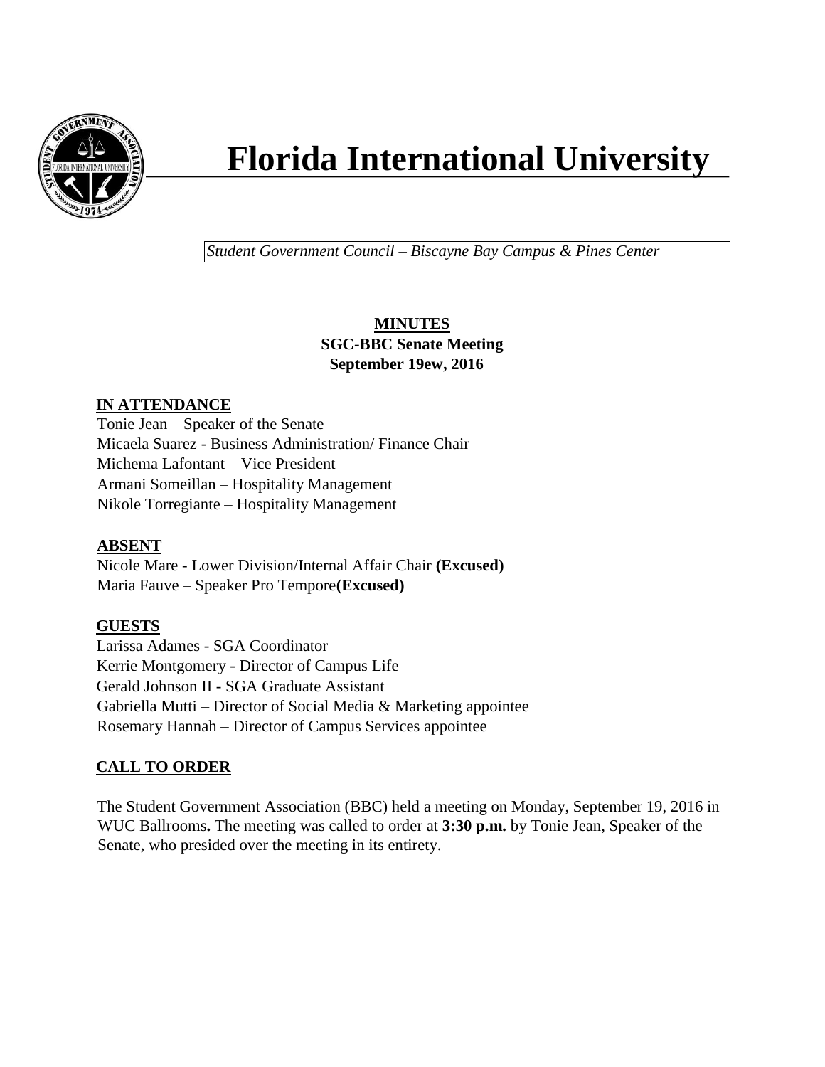# Florida International University

*Student Government Council – Biscayne Bay Campus & Pines Center*

**MINUTES**
**SGC-BBC Senate Meeting**
**September 19ew, 2016**

## IN ATTENDANCE

Tonie Jean – Speaker of the Senate
Micaela Suarez - Business Administration/ Finance Chair
Michema Lafontant – Vice President
Armani Someillan – Hospitality Management
Nikole Torregiante – Hospitality Management

## ABSENT

Nicole Mare - Lower Division/Internal Affair Chair **(Excused)**
Maria Fauve – Speaker Pro Tempore**(Excused)**

## GUESTS

Larissa Adames - SGA Coordinator
Kerrie Montgomery - Director of Campus Life
Gerald Johnson II - SGA Graduate Assistant
Gabriella Mutti – Director of Social Media & Marketing appointee
Rosemary Hannah – Director of Campus Services appointee

## CALL TO ORDER

The Student Government Association (BBC) held a meeting on Monday, September 19, 2016 in WUC Ballrooms**.** The meeting was called to order at **3:30 p.m.** by Tonie Jean, Speaker of the Senate, who presided over the meeting in its entirety.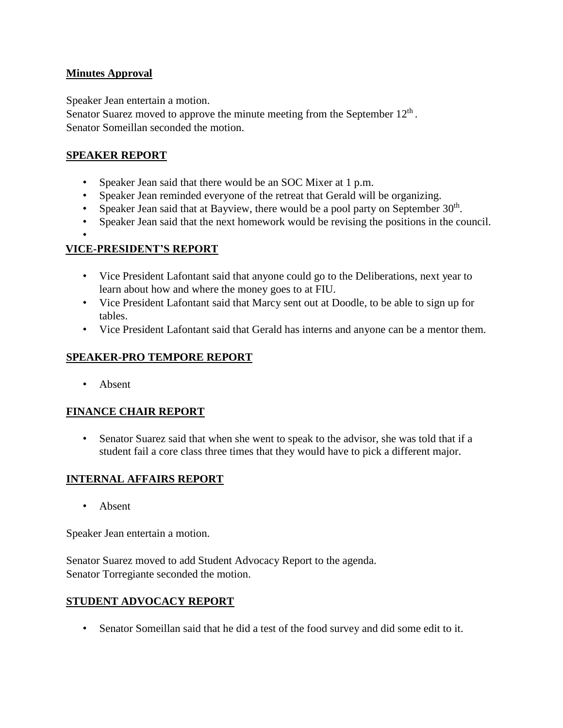**Minutes Approval**

Speaker Jean entertain a motion.
Senator Suarez moved to approve the minute meeting from the September 12th .
Senator Someillan seconded the motion.

**SPEAKER REPORT**

- Speaker Jean said that there would be an SOC Mixer at 1 p.m.
- Speaker Jean reminded everyone of the retreat that Gerald will be organizing.
- Speaker Jean said that at Bayview, there would be a pool party on September 30th.
- Speaker Jean said that the next homework would be revising the positions in the council.
-

**VICE-PRESIDENT'S REPORT**

- Vice President Lafontant said that anyone could go to the Deliberations, next year to learn about how and where the money goes to at FIU.
- Vice President Lafontant said that Marcy sent out at Doodle, to be able to sign up for tables.
- Vice President Lafontant said that Gerald has interns and anyone can be a mentor them.

**SPEAKER-PRO TEMPORE REPORT**

- Absent

**FINANCE CHAIR REPORT**

- Senator Suarez said that when she went to speak to the advisor, she was told that if a student fail a core class three times that they would have to pick a different major.

**INTERNAL AFFAIRS REPORT**

- Absent

Speaker Jean entertain a motion.

Senator Suarez moved to add Student Advocacy Report to the agenda.
Senator Torregiante seconded the motion.

**STUDENT ADVOCACY REPORT**

- Senator Someillan said that he did a test of the food survey and did some edit to it.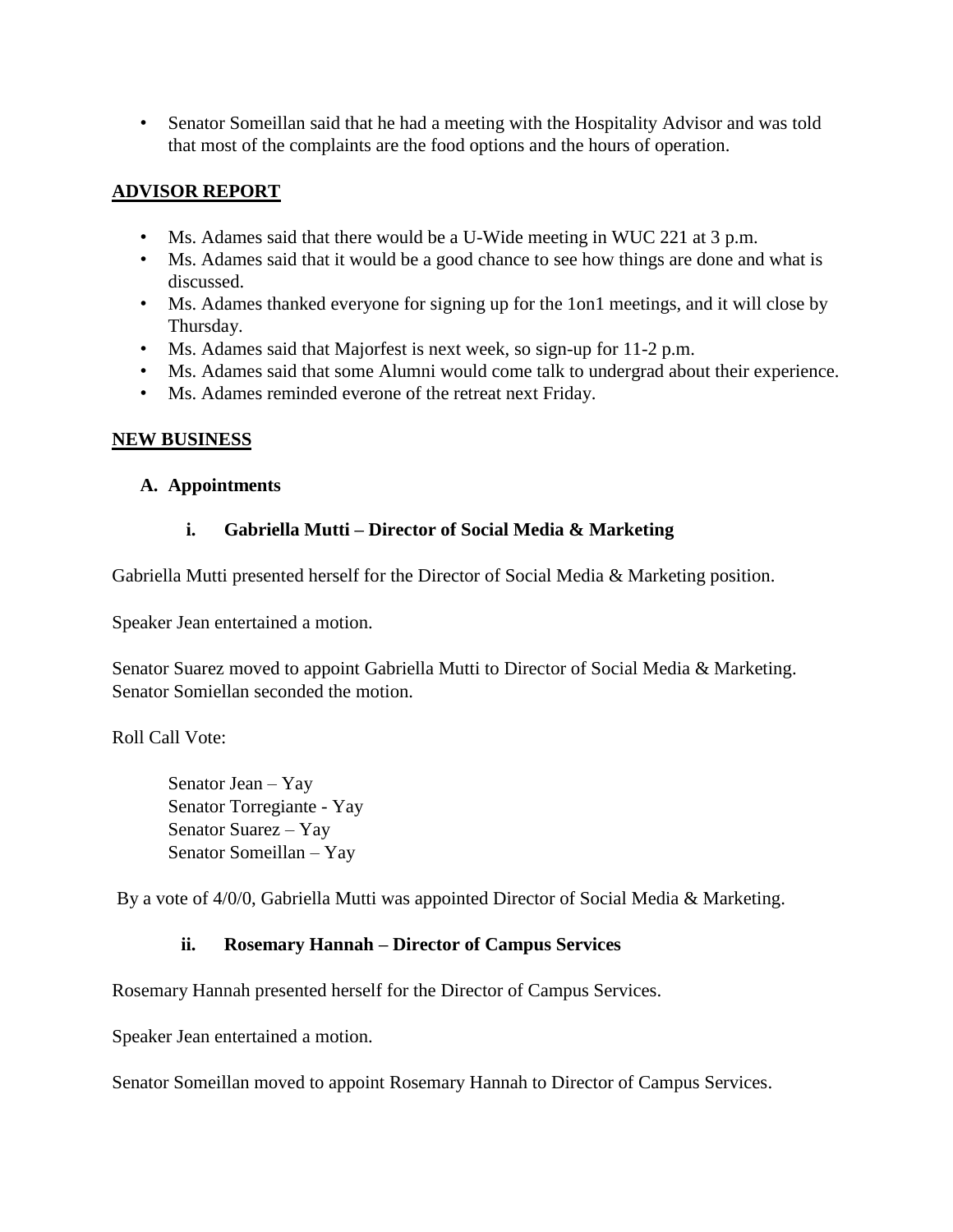- Senator Someillan said that he had a meeting with the Hospitality Advisor and was told that most of the complaints are the food options and the hours of operation.

## ADVISOR REPORT

- Ms. Adames said that there would be a U-Wide meeting in WUC 221 at 3 p.m.
- Ms. Adames said that it would be a good chance to see how things are done and what is discussed.
- Ms. Adames thanked everyone for signing up for the 1on1 meetings, and it will close by Thursday.
- Ms. Adames said that Majorfest is next week, so sign-up for 11-2 p.m.
- Ms. Adames said that some Alumni would come talk to undergrad about their experience.
- Ms. Adames reminded everone of the retreat next Friday.

## NEW BUSINESS

### A. Appointments

#### i. Gabriella Mutti – Director of Social Media & Marketing

Gabriella Mutti presented herself for the Director of Social Media & Marketing position.

Speaker Jean entertained a motion.

Senator Suarez moved to appoint Gabriella Mutti to Director of Social Media & Marketing. Senator Somiellan seconded the motion.

Roll Call Vote:

Senator Jean – Yay
Senator Torregiante - Yay
Senator Suarez – Yay
Senator Someillan – Yay

By a vote of 4/0/0, Gabriella Mutti was appointed Director of Social Media & Marketing.

#### ii. Rosemary Hannah – Director of Campus Services

Rosemary Hannah presented herself for the Director of Campus Services.

Speaker Jean entertained a motion.

Senator Someillan moved to appoint Rosemary Hannah to Director of Campus Services.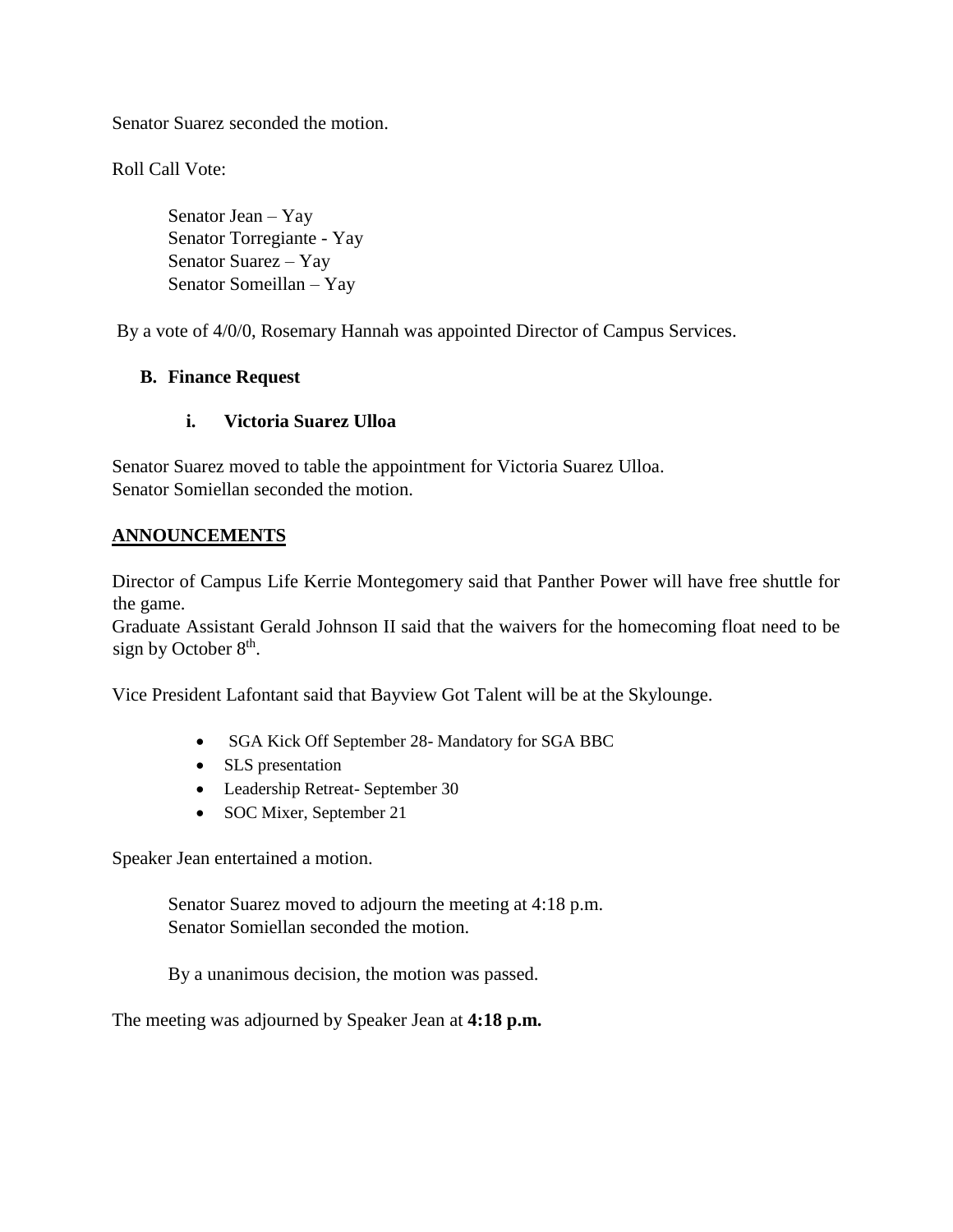Senator Suarez seconded the motion.

Roll Call Vote:

Senator Jean – Yay
Senator Torregiante - Yay
Senator Suarez – Yay
Senator Someillan – Yay

By a vote of 4/0/0, Rosemary Hannah was appointed Director of Campus Services.

**B. Finance Request**

**i. Victoria Suarez Ulloa**

Senator Suarez moved to table the appointment for Victoria Suarez Ulloa.
Senator Somiellan seconded the motion.

## ANNOUNCEMENTS

Director of Campus Life Kerrie Montegomery said that Panther Power will have free shuttle for the game.
Graduate Assistant Gerald Johnson II said that the waivers for the homecoming float need to be sign by October 8th.

Vice President Lafontant said that Bayview Got Talent will be at the Skylounge.

- SGA Kick Off September 28- Mandatory for SGA BBC
- SLS presentation
- Leadership Retreat- September 30
- SOC Mixer, September 21

Speaker Jean entertained a motion.

Senator Suarez moved to adjourn the meeting at 4:18 p.m.
Senator Somiellan seconded the motion.

By a unanimous decision, the motion was passed.

The meeting was adjourned by Speaker Jean at **4:18 p.m.**